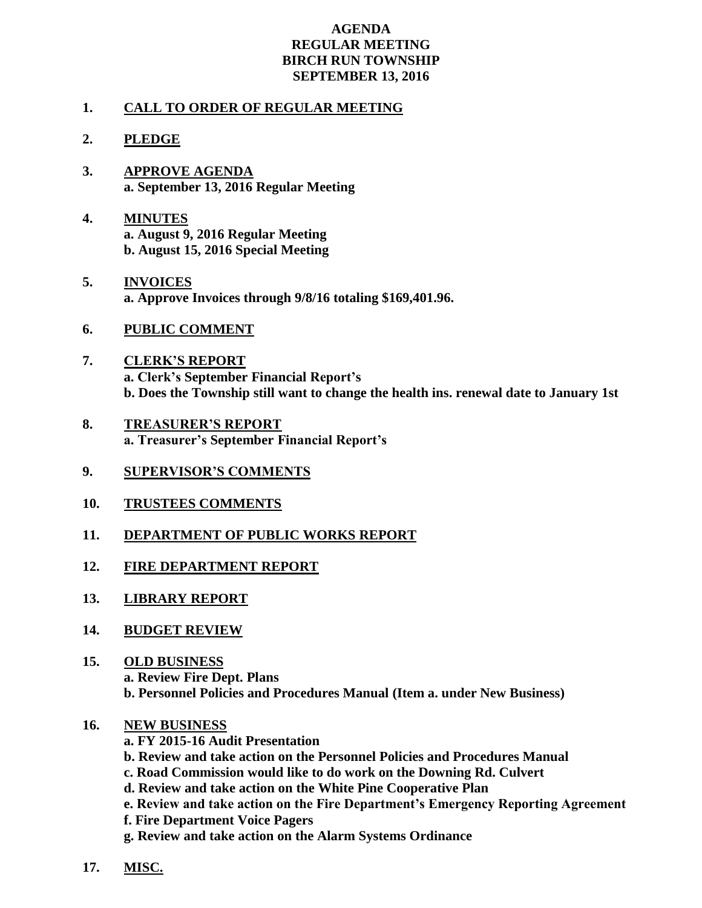**AGENDA**
**REGULAR MEETING**
**BIRCH RUN TOWNSHIP**
**SEPTEMBER 13, 2016**

1. **CALL TO ORDER OF REGULAR MEETING**

2. **PLEDGE**

3. **APPROVE AGENDA**
   **a. September 13, 2016 Regular Meeting**

4. **MINUTES**
   **a. August 9, 2016 Regular Meeting**
   **b. August 15, 2016 Special Meeting**

5. **INVOICES**
   **a. Approve Invoices through 9/8/16 totaling $169,401.96.**

6. **PUBLIC COMMENT**

7. **CLERK'S REPORT**
   **a. Clerk's September Financial Report's**
   **b. Does the Township still want to change the health ins. renewal date to January 1st**

8. **TREASURER'S REPORT**
   **a. Treasurer's September Financial Report's**

9. **SUPERVISOR'S COMMENTS**

10. **TRUSTEES COMMENTS**

11. **DEPARTMENT OF PUBLIC WORKS REPORT**

12. **FIRE DEPARTMENT REPORT**

13. **LIBRARY REPORT**

14. **BUDGET REVIEW**

15. **OLD BUSINESS**
    **a. Review Fire Dept. Plans**
    **b. Personnel Policies and Procedures Manual (Item a. under New Business)**

16. **NEW BUSINESS**
    **a. FY 2015-16 Audit Presentation**
    **b. Review and take action on the Personnel Policies and Procedures Manual**
    **c. Road Commission would like to do work on the Downing Rd. Culvert**
    **d. Review and take action on the White Pine Cooperative Plan**
    **e. Review and take action on the Fire Department's Emergency Reporting Agreement**
    **f. Fire Department Voice Pagers**
    **g. Review and take action on the Alarm Systems Ordinance**

17. **MISC.**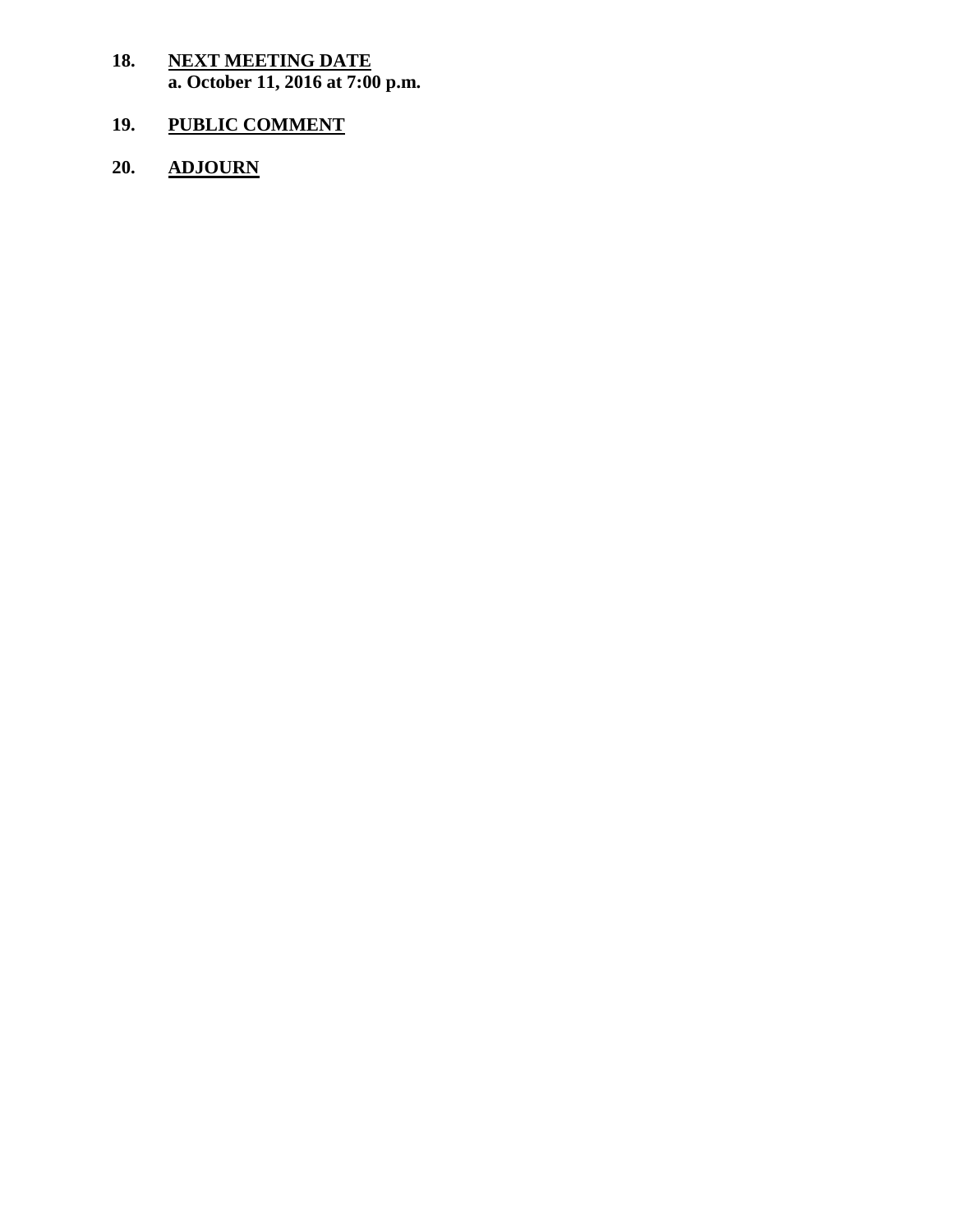**18. <u>NEXT MEETING DATE</u>**
**a. October 11, 2016 at 7:00 p.m.**

**19. <u>PUBLIC COMMENT</u>**

**20. <u>ADJOURN</u>**